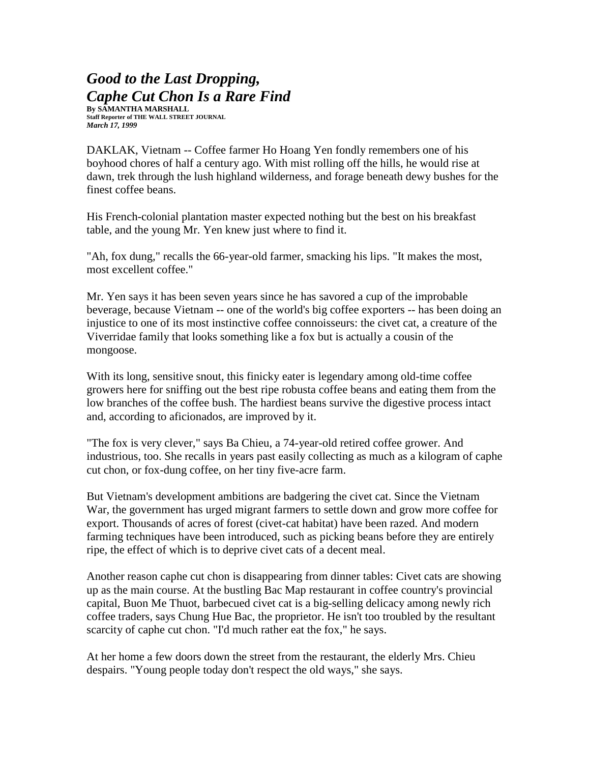# ***Good to the Last Dropping, Caphe Cut Chon Is a Rare Find***

**By SAMANTHA MARSHALL**
**Staff Reporter of THE WALL STREET JOURNAL**
***March 17, 1999***

DAKLAK, Vietnam -- Coffee farmer Ho Hoang Yen fondly remembers one of his boyhood chores of half a century ago. With mist rolling off the hills, he would rise at dawn, trek through the lush highland wilderness, and forage beneath dewy bushes for the finest coffee beans.

His French-colonial plantation master expected nothing but the best on his breakfast table, and the young Mr. Yen knew just where to find it.

"Ah, fox dung," recalls the 66-year-old farmer, smacking his lips. "It makes the most, most excellent coffee."

Mr. Yen says it has been seven years since he has savored a cup of the improbable beverage, because Vietnam -- one of the world's big coffee exporters -- has been doing an injustice to one of its most instinctive coffee connoisseurs: the civet cat, a creature of the Viverridae family that looks something like a fox but is actually a cousin of the mongoose.

With its long, sensitive snout, this finicky eater is legendary among old-time coffee growers here for sniffing out the best ripe robusta coffee beans and eating them from the low branches of the coffee bush. The hardiest beans survive the digestive process intact and, according to aficionados, are improved by it.

"The fox is very clever," says Ba Chieu, a 74-year-old retired coffee grower. And industrious, too. She recalls in years past easily collecting as much as a kilogram of caphe cut chon, or fox-dung coffee, on her tiny five-acre farm.

But Vietnam's development ambitions are badgering the civet cat. Since the Vietnam War, the government has urged migrant farmers to settle down and grow more coffee for export. Thousands of acres of forest (civet-cat habitat) have been razed. And modern farming techniques have been introduced, such as picking beans before they are entirely ripe, the effect of which is to deprive civet cats of a decent meal.

Another reason caphe cut chon is disappearing from dinner tables: Civet cats are showing up as the main course. At the bustling Bac Map restaurant in coffee country's provincial capital, Buon Me Thuot, barbecued civet cat is a big-selling delicacy among newly rich coffee traders, says Chung Hue Bac, the proprietor. He isn't too troubled by the resultant scarcity of caphe cut chon. "I'd much rather eat the fox," he says.

At her home a few doors down the street from the restaurant, the elderly Mrs. Chieu despairs. "Young people today don't respect the old ways," she says.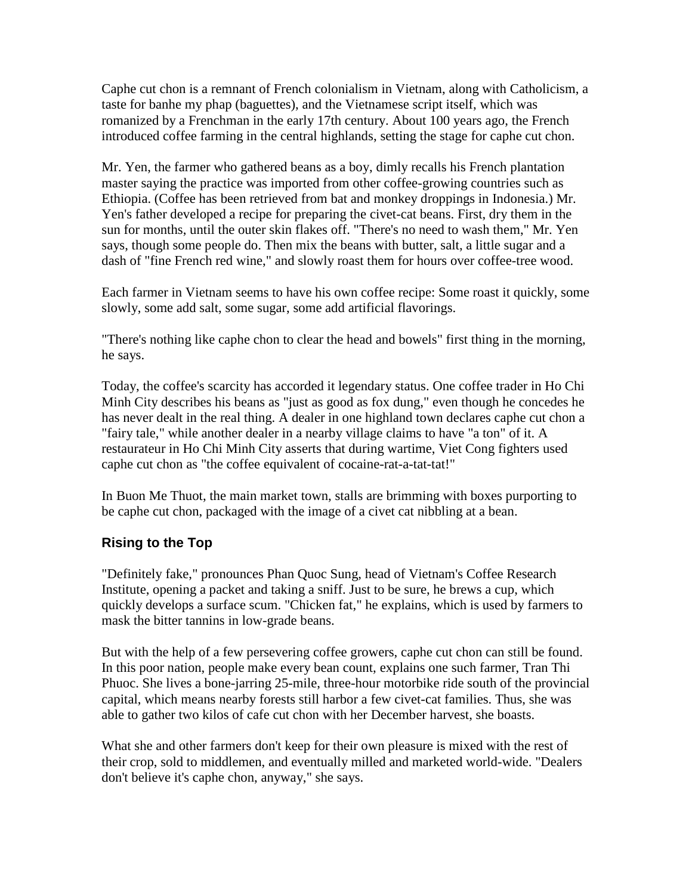Caphe cut chon is a remnant of French colonialism in Vietnam, along with Catholicism, a taste for banhe my phap (baguettes), and the Vietnamese script itself, which was romanized by a Frenchman in the early 17th century. About 100 years ago, the French introduced coffee farming in the central highlands, setting the stage for caphe cut chon.

Mr. Yen, the farmer who gathered beans as a boy, dimly recalls his French plantation master saying the practice was imported from other coffee-growing countries such as Ethiopia. (Coffee has been retrieved from bat and monkey droppings in Indonesia.) Mr. Yen's father developed a recipe for preparing the civet-cat beans. First, dry them in the sun for months, until the outer skin flakes off. "There's no need to wash them," Mr. Yen says, though some people do. Then mix the beans with butter, salt, a little sugar and a dash of "fine French red wine," and slowly roast them for hours over coffee-tree wood.

Each farmer in Vietnam seems to have his own coffee recipe: Some roast it quickly, some slowly, some add salt, some sugar, some add artificial flavorings.

"There's nothing like caphe chon to clear the head and bowels" first thing in the morning, he says.

Today, the coffee's scarcity has accorded it legendary status. One coffee trader in Ho Chi Minh City describes his beans as "just as good as fox dung," even though he concedes he has never dealt in the real thing. A dealer in one highland town declares caphe cut chon a "fairy tale," while another dealer in a nearby village claims to have "a ton" of it. A restaurateur in Ho Chi Minh City asserts that during wartime, Viet Cong fighters used caphe cut chon as "the coffee equivalent of cocaine-rat-a-tat-tat!"

In Buon Me Thuot, the main market town, stalls are brimming with boxes purporting to be caphe cut chon, packaged with the image of a civet cat nibbling at a bean.

### Rising to the Top

"Definitely fake," pronounces Phan Quoc Sung, head of Vietnam's Coffee Research Institute, opening a packet and taking a sniff. Just to be sure, he brews a cup, which quickly develops a surface scum. "Chicken fat," he explains, which is used by farmers to mask the bitter tannins in low-grade beans.

But with the help of a few persevering coffee growers, caphe cut chon can still be found. In this poor nation, people make every bean count, explains one such farmer, Tran Thi Phuoc. She lives a bone-jarring 25-mile, three-hour motorbike ride south of the provincial capital, which means nearby forests still harbor a few civet-cat families. Thus, she was able to gather two kilos of cafe cut chon with her December harvest, she boasts.

What she and other farmers don't keep for their own pleasure is mixed with the rest of their crop, sold to middlemen, and eventually milled and marketed world-wide. "Dealers don't believe it's caphe chon, anyway," she says.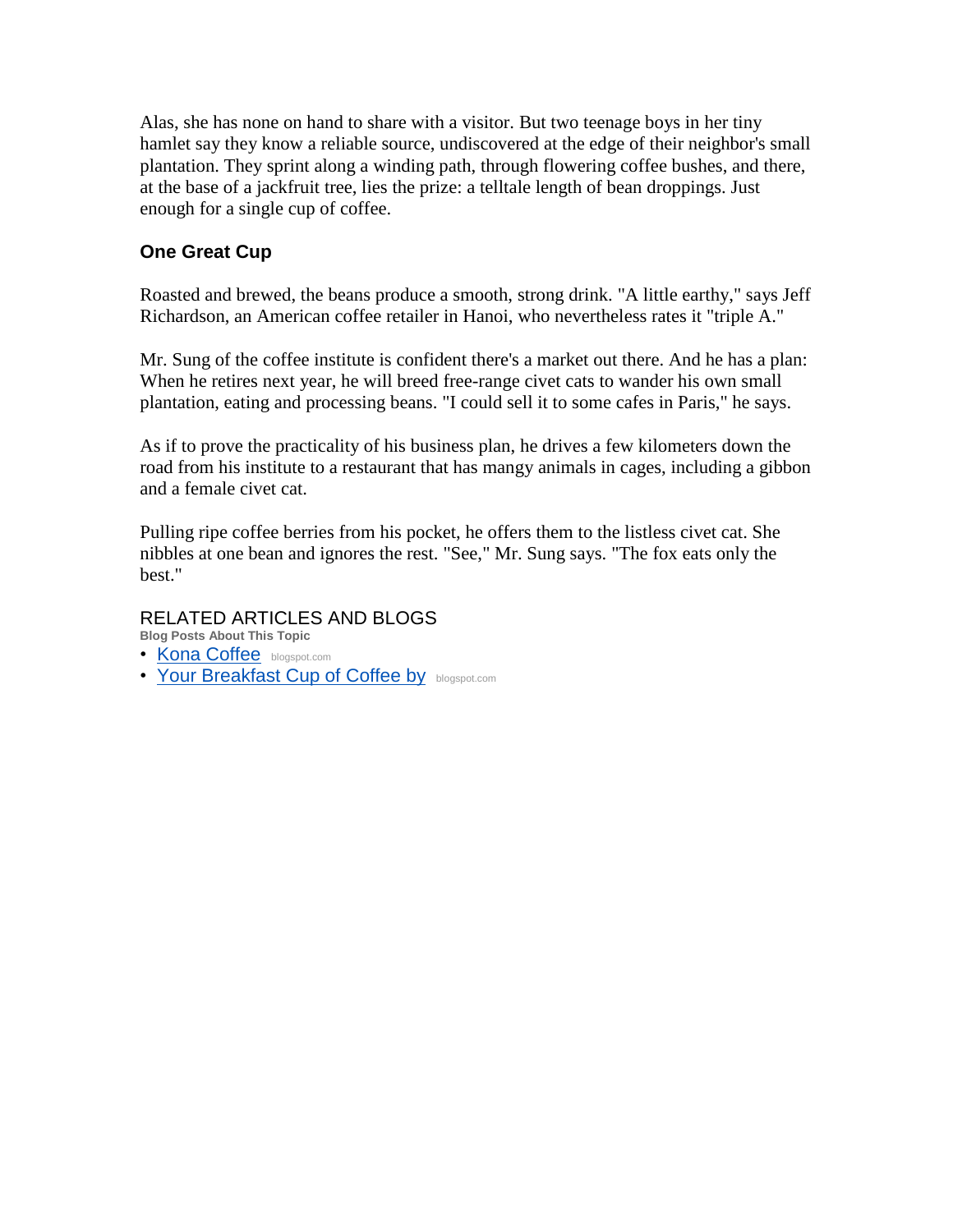Alas, she has none on hand to share with a visitor. But two teenage boys in her tiny hamlet say they know a reliable source, undiscovered at the edge of their neighbor's small plantation. They sprint along a winding path, through flowering coffee bushes, and there, at the base of a jackfruit tree, lies the prize: a telltale length of bean droppings. Just enough for a single cup of coffee.

### One Great Cup

Roasted and brewed, the beans produce a smooth, strong drink. "A little earthy," says Jeff Richardson, an American coffee retailer in Hanoi, who nevertheless rates it "triple A."

Mr. Sung of the coffee institute is confident there's a market out there. And he has a plan: When he retires next year, he will breed free-range civet cats to wander his own small plantation, eating and processing beans. "I could sell it to some cafes in Paris," he says.

As if to prove the practicality of his business plan, he drives a few kilometers down the road from his institute to a restaurant that has mangy animals in cages, including a gibbon and a female civet cat.

Pulling ripe coffee berries from his pocket, he offers them to the listless civet cat. She nibbles at one bean and ignores the rest. "See," Mr. Sung says. "The fox eats only the best."

## RELATED ARTICLES AND BLOGS

**Blog Posts About This Topic**

- Kona Coffee blogspot.com
- Your Breakfast Cup of Coffee by blogspot.com